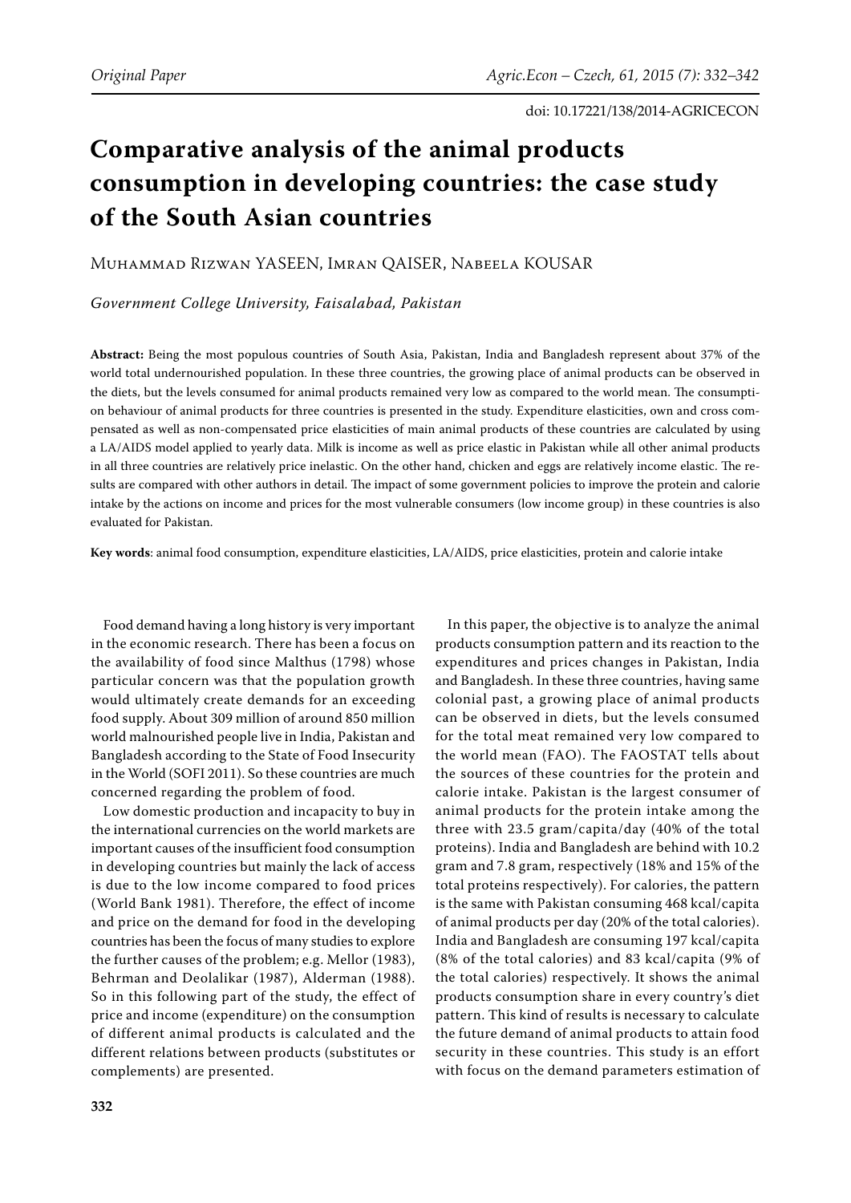# Comparative analysis of the animal products consumption in developing countries: the case study of the South Asian countries

Muhammad Rizwan YASEEN, Imran QAISER, Nabeela KOUSAR

*Government College University, Faisalabad, Pakistan*

**Abstract:** Being the most populous countries of South Asia, Pakistan, India and Bangladesh represent about 37% of the world total undernourished population. In these three countries, the growing place of animal products can be observed in the diets, but the levels consumed for animal products remained very low as compared to the world mean. The consumption behaviour of animal products for three countries is presented in the study. Expenditure elasticities, own and cross compensated as well as non-compensated price elasticities of main animal products of these countries are calculated by using a LA/AIDS model applied to yearly data. Milk is income as well as price elastic in Pakistan while all other animal products in all three countries are relatively price inelastic. On the other hand, chicken and eggs are relatively income elastic. The results are compared with other authors in detail. The impact of some government policies to improve the protein and calorie intake by the actions on income and prices for the most vulnerable consumers (low income group) in these countries is also evaluated for Pakistan.

**Key words**: animal food consumption, expenditure elasticities, LA/AIDS, price elasticities, protein and calorie intake

Food demand having a long history is very important in the economic research. There has been a focus on the availability of food since Malthus (1798) whose particular concern was that the population growth would ultimately create demands for an exceeding food supply. About 309 million of around 850 million world malnourished people live in India, Pakistan and Bangladesh according to the State of Food Insecurity in the World (SOFI 2011). So these countries are much concerned regarding the problem of food.

Low domestic production and incapacity to buy in the international currencies on the world markets are important causes of the insufficient food consumption in developing countries but mainly the lack of access is due to the low income compared to food prices (World Bank 1981). Therefore, the effect of income and price on the demand for food in the developing countries has been the focus of many studies to explore the further causes of the problem; e.g. Mellor (1983), Behrman and Deolalikar (1987), Alderman (1988). So in this following part of the study, the effect of price and income (expenditure) on the consumption of different animal products is calculated and the different relations between products (substitutes or complements) are presented.

In this paper, the objective is to analyze the animal products consumption pattern and its reaction to the expenditures and prices changes in Pakistan, India and Bangladesh. In these three countries, having same colonial past, a growing place of animal products can be observed in diets, but the levels consumed for the total meat remained very low compared to the world mean (FAO). The FAOSTAT tells about the sources of these countries for the protein and calorie intake. Pakistan is the largest consumer of animal products for the protein intake among the three with 23.5 gram/capita/day (40% of the total proteins). India and Bangladesh are behind with 10.2 gram and 7.8 gram, respectively (18% and 15% of the total proteins respectively). For calories, the pattern is the same with Pakistan consuming 468 kcal/capita of animal products per day (20% of the total calories). India and Bangladesh are consuming 197 kcal/capita (8% of the total calories) and 83 kcal/capita (9% of the total calories) respectively. It shows the animal products consumption share in every country's diet pattern. This kind of results is necessary to calculate the future demand of animal products to attain food security in these countries. This study is an effort with focus on the demand parameters estimation of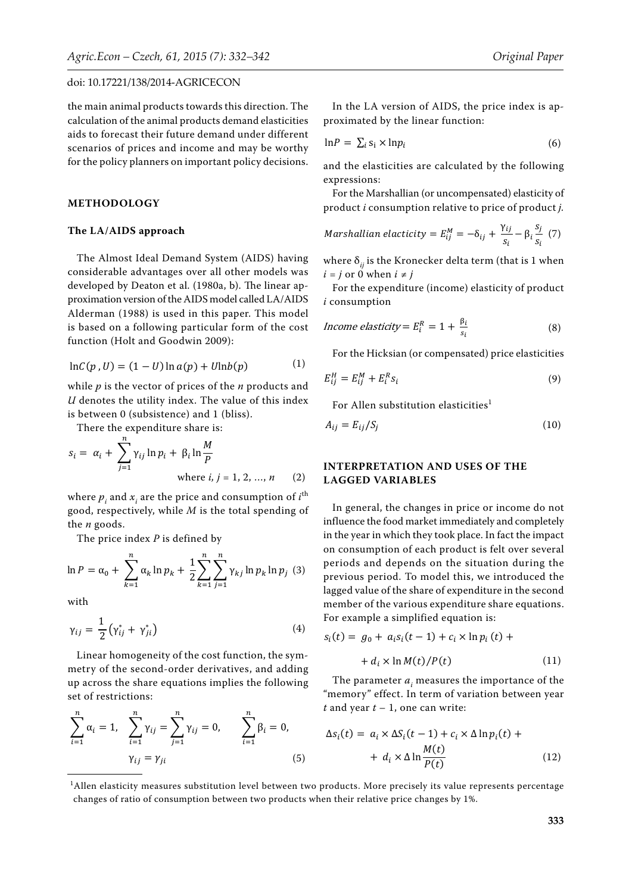the main animal products towards this direction. The calculation of the animal products demand elasticities aids to forecast their future demand under different scenarios of prices and income and may be worthy for the policy planners on important policy decisions.

## METHODOLOGY

### The LA/AIDS approach

The Almost Ideal Demand System (AIDS) having considerable advantages over all other models was developed by Deaton et al. (1980a, b). The linear approximation version of the AIDS model called LA/AIDS Alderman (1988) is used in this paper. This model is based on a following particular form of the cost function (Holt and Goodwin 2009):

$$\ln C(p, U) = (1 - U)\ln a(p) + U \ln b(p) \tag{1}$$

while $p$ is the vector of prices of the $n$ products and $U$ denotes the utility index. The value of this index is between 0 (subsistence) and 1 (bliss).

There the expenditure share is:

$$s_i = \alpha_i + \sum_{j=1}^{n} \gamma_{ij} \ln p_i + \beta_i \ln \frac{M}{P} \quad \text{where } i, j = 1, 2, \ldots, n \tag{2}$$

where $p_i$ and $x_i$ are the price and consumption of $i^{\text{th}}$ good, respectively, while $M$ is the total spending of the $n$ goods.

The price index $P$ is defined by

$$\ln P = \alpha_0 + \sum_{k=1}^{n} \alpha_k \ln p_k + \frac{1}{2} \sum_{k=1}^{n} \sum_{j=1}^{n} \gamma_{kj} \ln p_k \ln p_j \tag{3}$$

with

$$\gamma_{ij} = \frac{1}{2}\left(\gamma_{ij}^* + \gamma_{ji}^*\right) \tag{4}$$

Linear homogeneity of the cost function, the symmetry of the second-order derivatives, and adding up across the share equations implies the following set of restrictions:

$$\sum_{i=1}^{n} \alpha_i = 1, \quad \sum_{i=1}^{n} \gamma_{ij} = \sum_{j=1}^{n} \gamma_{ij} = 0, \quad \sum_{i=1}^{n} \beta_i = 0, \quad \gamma_{ij} = \gamma_{ji} \tag{5}$$

In the LA version of AIDS, the price index is approximated by the linear function:

$$\ln P = \sum_i s_i \times \ln p_i \tag{6}$$

and the elasticities are calculated by the following expressions:

For the Marshallian (or uncompensated) elasticity of product $i$ consumption relative to price of product $j$.

$$\text{Marshallian elacticity} = E_{ij}^M = -\delta_{ij} + \frac{\gamma_{ij}}{s_i} - \beta_i \frac{s_j}{s_i} \tag{7}$$

where $\delta_{ij}$ is the Kronecker delta term (that is 1 when $i = j$ or 0 when $i \neq j$

For the expenditure (income) elasticity of product $i$ consumption

$$\text{Income elasticity} = E_i^R = 1 + \frac{\beta_i}{s_i} \tag{8}$$

For the Hicksian (or compensated) price elasticities

$$E_{ij}^H = E_{ij}^M + E_i^R s_i \tag{9}$$

For Allen substitution elasticities[1]

$$A_{ij} = E_{ij}/S_j \tag{10}$$

## INTERPRETATION AND USES OF THE LAGGED VARIABLES

In general, the changes in price or income do not influence the food market immediately and completely in the year in which they took place. In fact the impact on consumption of each product is felt over several periods and depends on the situation during the previous period. To model this, we introduced the lagged value of the share of expenditure in the second member of the various expenditure share equations. For example a simplified equation is:

$$s_i(t) = g_0 + a_i s_i(t-1) + c_i \times \ln p_i(t) + d_i \times \ln M(t)/P(t) \tag{11}$$

The parameter $a_i$ measures the importance of the "memory" effect. In term of variation between year $t$ and year $t - 1$, one can write:

$$\Delta s_i(t) = a_i \times \Delta S_i(t-1) + c_i \times \Delta \ln p_i(t) + d_i \times \Delta \ln \frac{M(t)}{P(t)} \tag{12}$$

---

[1]Allen elasticity measures substitution level between two products. More precisely its value represents percentage changes of ratio of consumption between two products when their relative price changes by 1%.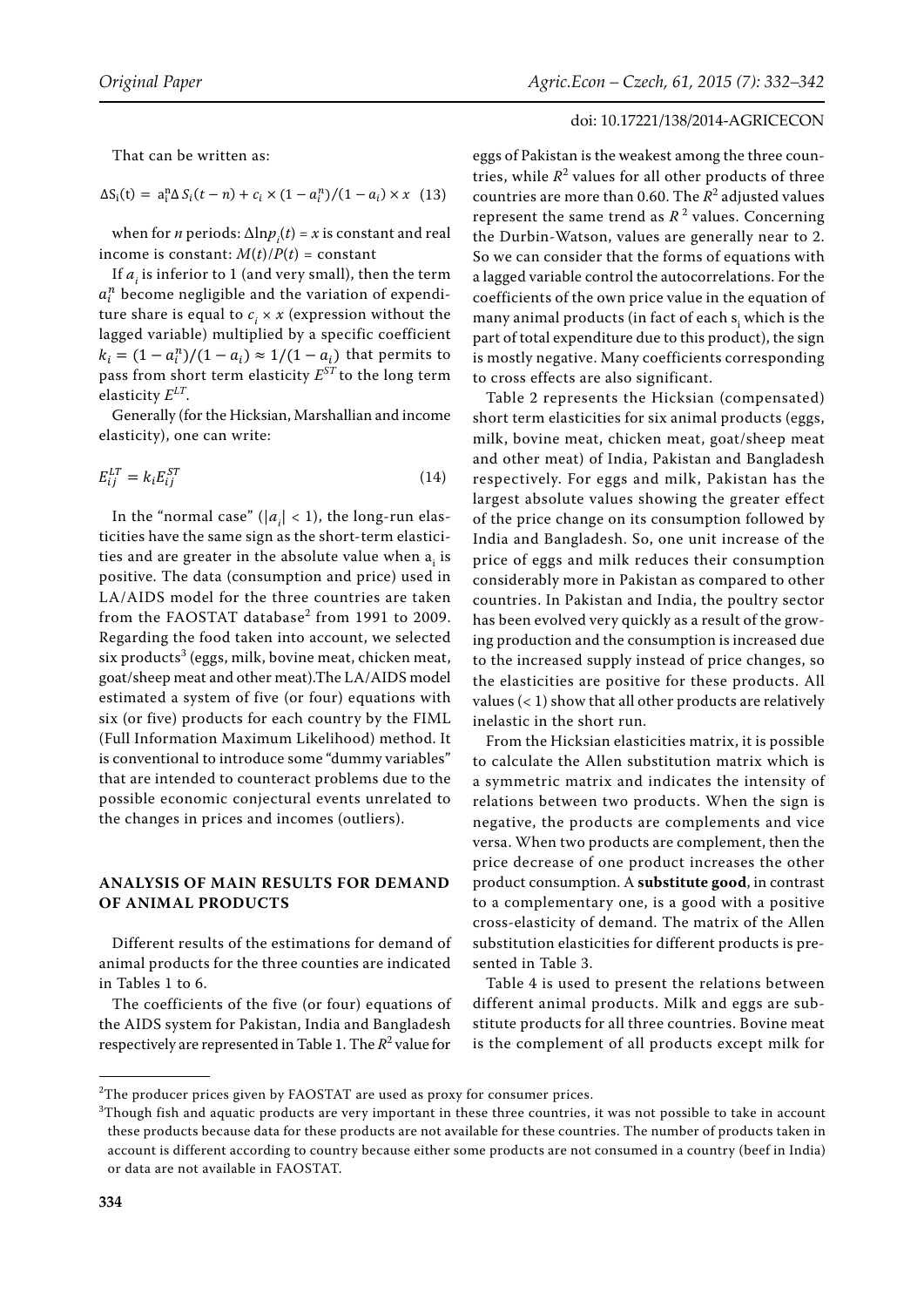That can be written as:

$$\Delta S_i(t) = a_i^n \Delta S_i(t-n) + c_i \times (1-a_i^n)/(1-a_i) \times x \quad (13)$$

when for *n* periods: $\Delta \ln p_i(t) = x$ is constant and real income is constant: $M(t)/P(t)$ = constant

If $a_i$ is inferior to 1 (and very small), then the term $a_i^n$ become negligible and the variation of expenditure share is equal to $c_i \times x$ (expression without the lagged variable) multiplied by a specific coefficient $k_i = (1-a_i^n)/(1-a_i) \approx 1/(1-a_i)$ that permits to pass from short term elasticity $E^{ST}$ to the long term elasticity $E^{LT}$.

Generally (for the Hicksian, Marshallian and income elasticity), one can write:

$$E_{ij}^{LT} = k_i E_{ij}^{ST} \quad (14)$$

In the "normal case" ($|a_i| < 1$), the long-run elasticities have the same sign as the short-term elasticities and are greater in the absolute value when $a_i$ is positive. The data (consumption and price) used in LA/AIDS model for the three countries are taken from the FAOSTAT database[2] from 1991 to 2009. Regarding the food taken into account, we selected six products[3] (eggs, milk, bovine meat, chicken meat, goat/sheep meat and other meat).The LA/AIDS model estimated a system of five (or four) equations with six (or five) products for each country by the FIML (Full Information Maximum Likelihood) method. It is conventional to introduce some "dummy variables" that are intended to counteract problems due to the possible economic conjectural events unrelated to the changes in prices and incomes (outliers).

## ANALYSIS OF MAIN RESULTS FOR DEMAND OF ANIMAL PRODUCTS

Different results of the estimations for demand of animal products for the three counties are indicated in Tables 1 to 6.

The coefficients of the five (or four) equations of the AIDS system for Pakistan, India and Bangladesh respectively are represented in Table 1. The $R^2$ value for eggs of Pakistan is the weakest among the three countries, while $R^2$ values for all other products of three countries are more than 0.60. The $R^2$ adjusted values represent the same trend as $R^2$ values. Concerning the Durbin-Watson, values are generally near to 2. So we can consider that the forms of equations with a lagged variable control the autocorrelations. For the coefficients of the own price value in the equation of many animal products (in fact of each $s_i$ which is the part of total expenditure due to this product), the sign is mostly negative. Many coefficients corresponding to cross effects are also significant.

Table 2 represents the Hicksian (compensated) short term elasticities for six animal products (eggs, milk, bovine meat, chicken meat, goat/sheep meat and other meat) of India, Pakistan and Bangladesh respectively. For eggs and milk, Pakistan has the largest absolute values showing the greater effect of the price change on its consumption followed by India and Bangladesh. So, one unit increase of the price of eggs and milk reduces their consumption considerably more in Pakistan as compared to other countries. In Pakistan and India, the poultry sector has been evolved very quickly as a result of the growing production and the consumption is increased due to the increased supply instead of price changes, so the elasticities are positive for these products. All values (< 1) show that all other products are relatively inelastic in the short run.

From the Hicksian elasticities matrix, it is possible to calculate the Allen substitution matrix which is a symmetric matrix and indicates the intensity of relations between two products. When the sign is negative, the products are complements and vice versa. When two products are complement, then the price decrease of one product increases the other product consumption. A **substitute good**, in contrast to a complementary one, is a good with a positive cross-elasticity of demand. The matrix of the Allen substitution elasticities for different products is presented in Table 3.

Table 4 is used to present the relations between different animal products. Milk and eggs are substitute products for all three countries. Bovine meat is the complement of all products except milk for

---

[2] The producer prices given by FAOSTAT are used as proxy for consumer prices.

[3] Though fish and aquatic products are very important in these three countries, it was not possible to take in account these products because data for these products are not available for these countries. The number of products taken in account is different according to country because either some products are not consumed in a country (beef in India) or data are not available in FAOSTAT.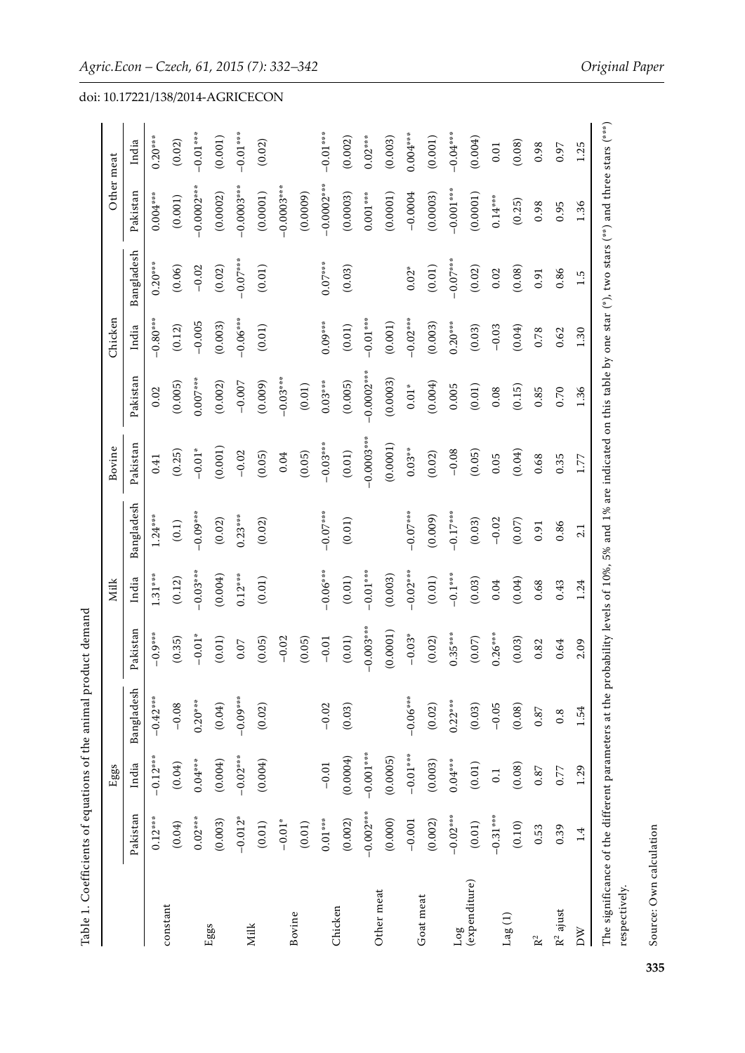Table 1. Coefficients of equations of the animal product demand

| | Eggs | | | Milk | | | Bovine | Chicken | | | Other meat | |
|---|---|---|---|---|---|---|---|---|---|---|---|---|
| | Pakistan | India | Bangladesh | Pakistan | India | Bangladesh | Pakistan | Pakistan | India | Bangladesh | Pakistan | India |
| constant | 0.12*** | −0.12*** | −0.42*** | −0.9*** | 1.31*** | 1.24*** | 0.41 | 0.02 | −0.80*** | 0.20*** | 0.004*** | 0.20*** |
| | (0.04) | (0.04) | −0.08 | (0.35) | (0.12) | (0.1) | (0.25) | (0.005) | (0.12) | (0.06) | (0.001) | (0.02) |
| Eggs | 0.02*** | 0.04*** | 0.20*** | −0.01* | −0.03*** | −0.09*** | −0.01* | 0.007*** | −0.005 | −0.02 | −0.0002*** | −0.01*** |
| | (0.003) | (0.004) | (0.04) | (0.01) | (0.004) | (0.02) | (0.001) | (0.002) | (0.003) | (0.02) | (0.0002) | (0.001) |
| Milk | −0.012* | −0.02*** | −0.09*** | 0.07 | 0.12*** | 0.23*** | −0.02 | −0.007 | −0.06*** | −0.07*** | −0.0003*** | −0.01*** |
| | (0.01) | (0.004) | (0.02) | (0.05) | (0.01) | (0.02) | (0.05) | (0.009) | (0.01) | (0.01) | (0.0001) | (0.02) |
| Bovine | −0.01* | | | −0.02 | | | 0.04 | −0.03*** | | | −0.0003*** | |
| | (0.01) | | | (0.05) | | | (0.05) | (0.01) | | | (0.0009) | |
| Chicken | 0.01*** | −0.01 | −0.02 | −0.01 | −0.06*** | −0.07*** | −0.03*** | 0.03*** | 0.09*** | 0.07*** | −0.0002*** | −0.01*** |
| | (0.002) | (0.0004) | (0.03) | (0.01) | (0.01) | (0.01) | (0.01) | (0.005) | (0.01) | (0.03) | (0.0003) | (0.002) |
| Other meat | −0.002*** | −0.001*** | | −0.003*** | −0.01*** | | −0.0003*** | −0.0002*** | −0.01*** | | 0.001*** | 0.02*** |
| | (0.000) | (0.0005) | | (0.0001) | (0.003) | | (0.0001) | (0.0003) | (0.001) | | (0.0001) | (0.003) |
| Goat meat | −0.001 | −0.01*** | −0.06*** | −0.03* | −0.02*** | −0.07*** | 0.03** | 0.01* | −0.02*** | 0.02* | −0.0004 | 0.004*** |
| | (0.002) | (0.003) | (0.02) | (0.02) | (0.01) | (0.009) | (0.02) | (0.004) | (0.003) | (0.01) | (0.0003) | (0.001) |
| Log (expenditure) | −0.02*** | 0.04*** | 0.22*** | 0.35*** | −0.1*** | −0.17*** | −0.08 | 0.005 | 0.20*** | −0.07*** | −0.001*** | −0.04*** |
| | (0.01) | (0.01) | (0.03) | (0.07) | (0.03) | (0.03) | (0.05) | (0.01) | (0.03) | (0.02) | (0.0001) | (0.004) |
| Lag (1) | −0.31*** | 0.1 | −0.05 | 0.26*** | 0.04 | −0.02 | 0.05 | 0.08 | −0.03 | 0.02 | 0.14*** | 0.01 |
| | (0.10) | (0.08) | (0.08) | (0.03) | (0.04) | (0.07) | (0.04) | (0.15) | (0.04) | (0.08) | (0.25) | (0.08) |
| $R^2$ | 0.53 | 0.87 | 0.87 | 0.82 | 0.68 | 0.91 | 0.68 | 0.85 | 0.78 | 0.91 | 0.98 | 0.98 |
| $R^2$ ajust | 0.39 | 0.77 | 0.8 | 0.64 | 0.43 | 0.86 | 0.35 | 0.70 | 0.62 | 0.86 | 0.95 | 0.97 |
| DW | 1.4 | 1.29 | 1.54 | 2.09 | 1.24 | 2.1 | 1.77 | 1.36 | 1.30 | 1.5 | 1.36 | 1.25 |

The significance of the different parameters at the probability levels of 10%, 5% and 1% are indicated on this table by one star (*), two stars (**) and three stars (***) respectively.

Source: Own calculation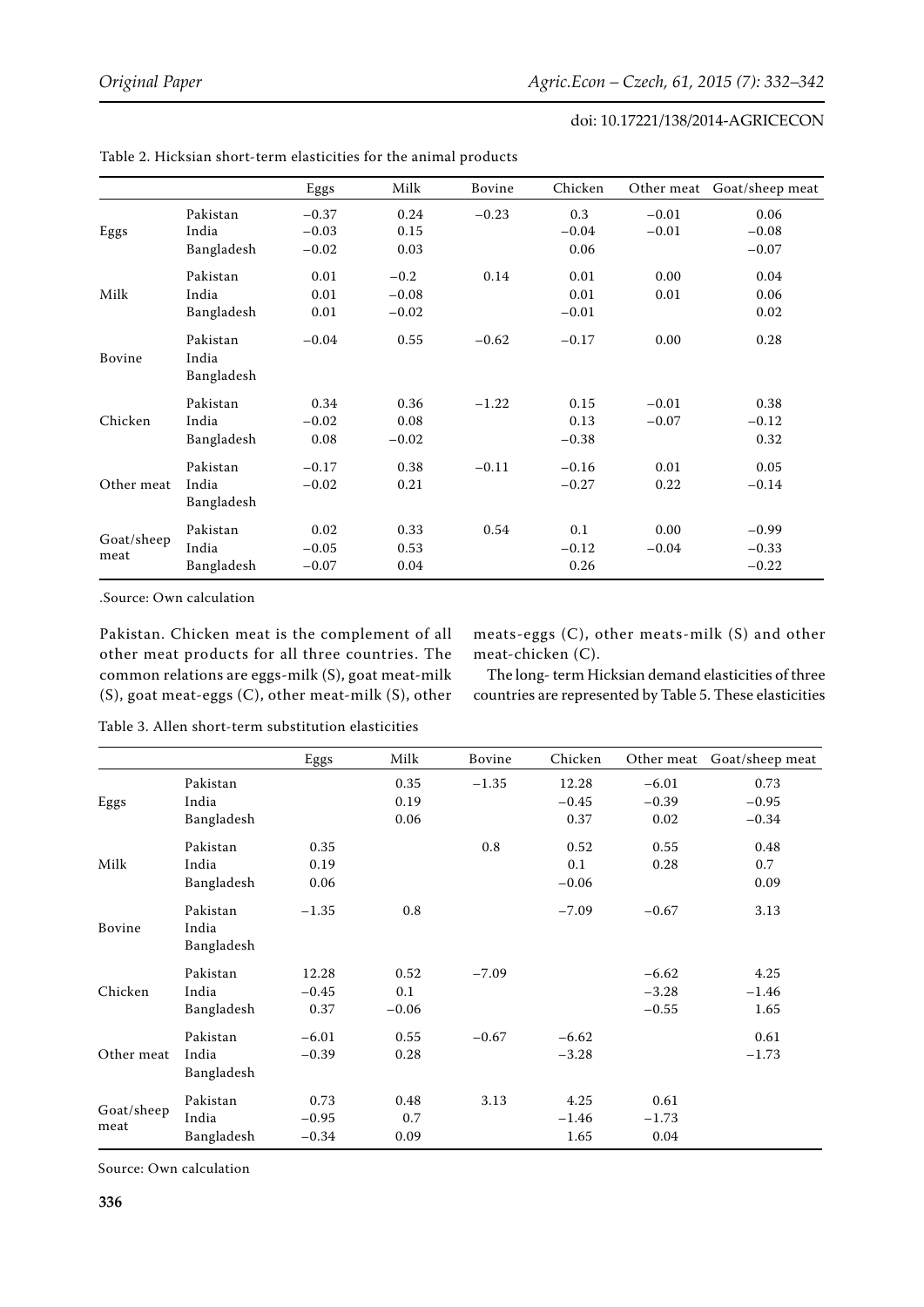Table 2. Hicksian short-term elasticities for the animal products

| | | Eggs | Milk | Bovine | Chicken | Other meat | Goat/sheep meat |
|---|---|---|---|---|---|---|---|
| Eggs | Pakistan | −0.37 | 0.24 | −0.23 | 0.3 | −0.01 | 0.06 |
| | India | −0.03 | 0.15 | | −0.04 | −0.01 | −0.08 |
| | Bangladesh | −0.02 | 0.03 | | 0.06 | | −0.07 |
| Milk | Pakistan | 0.01 | −0.2 | 0.14 | 0.01 | 0.00 | 0.04 |
| | India | 0.01 | −0.08 | | 0.01 | 0.01 | 0.06 |
| | Bangladesh | 0.01 | −0.02 | | −0.01 | | 0.02 |
| Bovine | Pakistan | −0.04 | 0.55 | −0.62 | −0.17 | 0.00 | 0.28 |
| | India | | | | | | |
| | Bangladesh | | | | | | |
| Chicken | Pakistan | 0.34 | 0.36 | −1.22 | 0.15 | −0.01 | 0.38 |
| | India | −0.02 | 0.08 | | 0.13 | −0.07 | −0.12 |
| | Bangladesh | 0.08 | −0.02 | | −0.38 | | 0.32 |
| Other meat | Pakistan | −0.17 | 0.38 | −0.11 | −0.16 | 0.01 | 0.05 |
| | India | −0.02 | 0.21 | | −0.27 | 0.22 | −0.14 |
| | Bangladesh | | | | | | |
| Goat/sheep meat | Pakistan | 0.02 | 0.33 | 0.54 | 0.1 | 0.00 | −0.99 |
| | India | −0.05 | 0.53 | | −0.12 | −0.04 | −0.33 |
| | Bangladesh | −0.07 | 0.04 | | 0.26 | | −0.22 |

.Source: Own calculation

Pakistan. Chicken meat is the complement of all other meat products for all three countries. The common relations are eggs-milk (S), goat meat-milk (S), goat meat-eggs (C), other meat-milk (S), other meats-eggs (C), other meats-milk (S) and other meat-chicken (C).

The long- term Hicksian demand elasticities of three countries are represented by Table 5. These elasticities

Table 3. Allen short-term substitution elasticities

| | | Eggs | Milk | Bovine | Chicken | Other meat | Goat/sheep meat |
|---|---|---|---|---|---|---|---|
| Eggs | Pakistan | | 0.35 | −1.35 | 12.28 | −6.01 | 0.73 |
| | India | | 0.19 | | −0.45 | −0.39 | −0.95 |
| | Bangladesh | | 0.06 | | 0.37 | 0.02 | −0.34 |
| Milk | Pakistan | 0.35 | | 0.8 | 0.52 | 0.55 | 0.48 |
| | India | 0.19 | | | 0.1 | 0.28 | 0.7 |
| | Bangladesh | 0.06 | | | −0.06 | | 0.09 |
| Bovine | Pakistan | −1.35 | 0.8 | | −7.09 | −0.67 | 3.13 |
| | India | | | | | | |
| | Bangladesh | | | | | | |
| Chicken | Pakistan | 12.28 | 0.52 | −7.09 | | −6.62 | 4.25 |
| | India | −0.45 | 0.1 | | | −3.28 | −1.46 |
| | Bangladesh | 0.37 | −0.06 | | | −0.55 | 1.65 |
| Other meat | Pakistan | −6.01 | 0.55 | −0.67 | −6.62 | | 0.61 |
| | India | −0.39 | 0.28 | | −3.28 | | −1.73 |
| | Bangladesh | | | | | | |
| Goat/sheep meat | Pakistan | 0.73 | 0.48 | 3.13 | 4.25 | 0.61 | |
| | India | −0.95 | 0.7 | | −1.46 | −1.73 | |
| | Bangladesh | −0.34 | 0.09 | | 1.65 | 0.04 | |

Source: Own calculation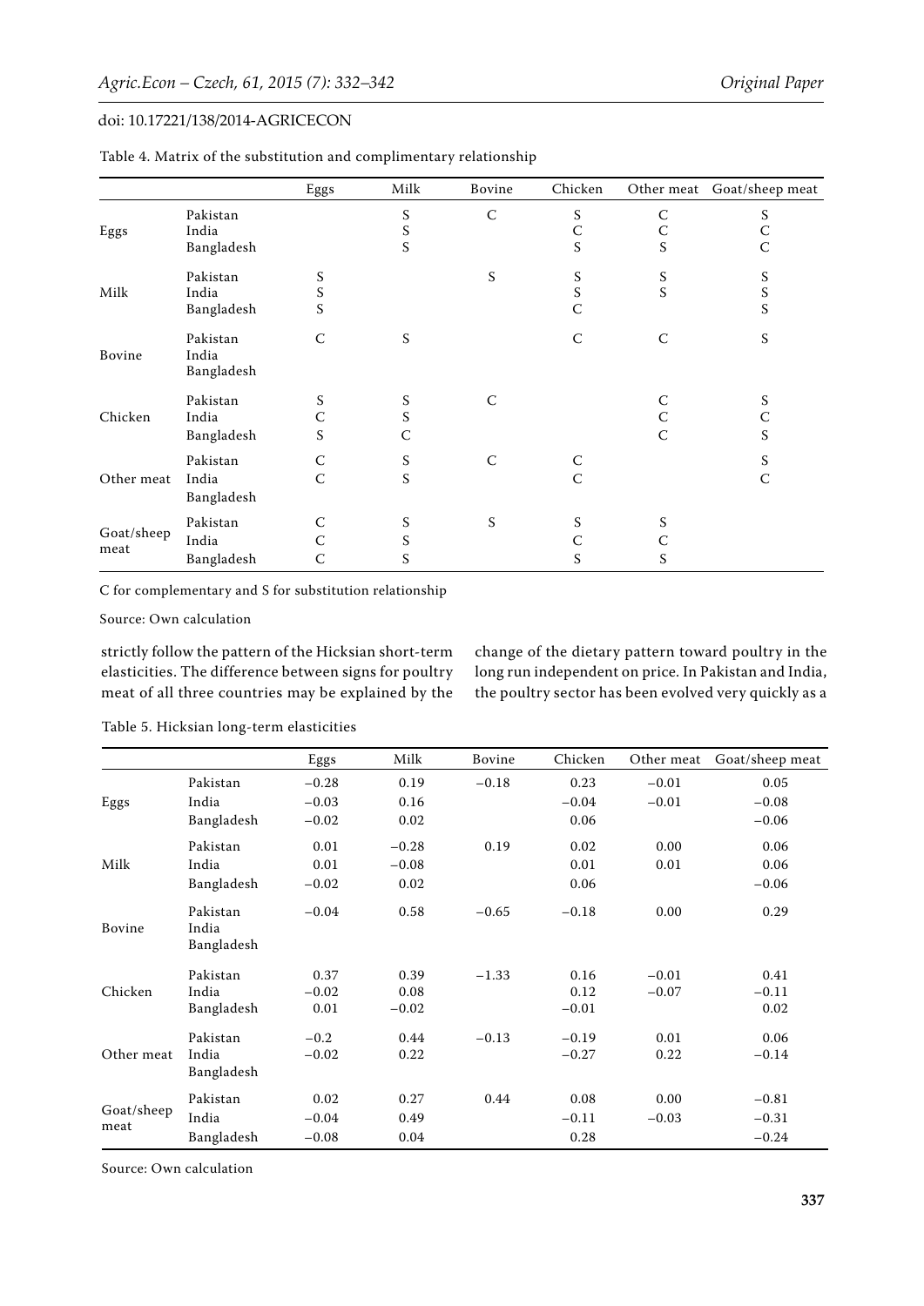Table 4. Matrix of the substitution and complimentary relationship

| | | Eggs | Milk | Bovine | Chicken | Other meat | Goat/sheep meat |
|---|---|---|---|---|---|---|---|
| Eggs | Pakistan | | S | C | S | C | S |
| | India | | S | | C | C | C |
| | Bangladesh | | S | | S | S | C |
| Milk | Pakistan | S | | S | S | S | S |
| | India | S | | | S | S | S |
| | Bangladesh | S | | | C | | S |
| Bovine | Pakistan | C | S | | C | C | S |
| | India | | | | | | |
| | Bangladesh | | | | | | |
| Chicken | Pakistan | S | S | C | | C | S |
| | India | C | S | | | C | C |
| | Bangladesh | S | C | | | C | S |
| Other meat | Pakistan | C | S | C | C | | S |
| | India | C | S | | C | | C |
| | Bangladesh | | | | | | |
| Goat/sheep meat | Pakistan | C | S | S | S | S | |
| | India | C | S | | C | C | |
| | Bangladesh | C | S | | S | S | |

C for complementary and S for substitution relationship

Source: Own calculation

strictly follow the pattern of the Hicksian short-term elasticities. The difference between signs for poultry meat of all three countries may be explained by the change of the dietary pattern toward poultry in the long run independent on price. In Pakistan and India, the poultry sector has been evolved very quickly as a

Table 5. Hicksian long-term elasticities

| | | Eggs | Milk | Bovine | Chicken | Other meat | Goat/sheep meat |
|---|---|---|---|---|---|---|---|
| Eggs | Pakistan | −0.28 | 0.19 | −0.18 | 0.23 | −0.01 | 0.05 |
| | India | −0.03 | 0.16 | | −0.04 | −0.01 | −0.08 |
| | Bangladesh | −0.02 | 0.02 | | 0.06 | | −0.06 |
| Milk | Pakistan | 0.01 | −0.28 | 0.19 | 0.02 | 0.00 | 0.06 |
| | India | 0.01 | −0.08 | | 0.01 | 0.01 | 0.06 |
| | Bangladesh | −0.02 | 0.02 | | 0.06 | | −0.06 |
| Bovine | Pakistan | −0.04 | 0.58 | −0.65 | −0.18 | 0.00 | 0.29 |
| | India | | | | | | |
| | Bangladesh | | | | | | |
| Chicken | Pakistan | 0.37 | 0.39 | −1.33 | 0.16 | −0.01 | 0.41 |
| | India | −0.02 | 0.08 | | 0.12 | −0.07 | −0.11 |
| | Bangladesh | 0.01 | −0.02 | | −0.01 | | 0.02 |
| Other meat | Pakistan | −0.2 | 0.44 | −0.13 | −0.19 | 0.01 | 0.06 |
| | India | −0.02 | 0.22 | | −0.27 | 0.22 | −0.14 |
| | Bangladesh | | | | | | |
| Goat/sheep meat | Pakistan | 0.02 | 0.27 | 0.44 | 0.08 | 0.00 | −0.81 |
| | India | −0.04 | 0.49 | | −0.11 | −0.03 | −0.31 |
| | Bangladesh | −0.08 | 0.04 | | 0.28 | | −0.24 |

Source: Own calculation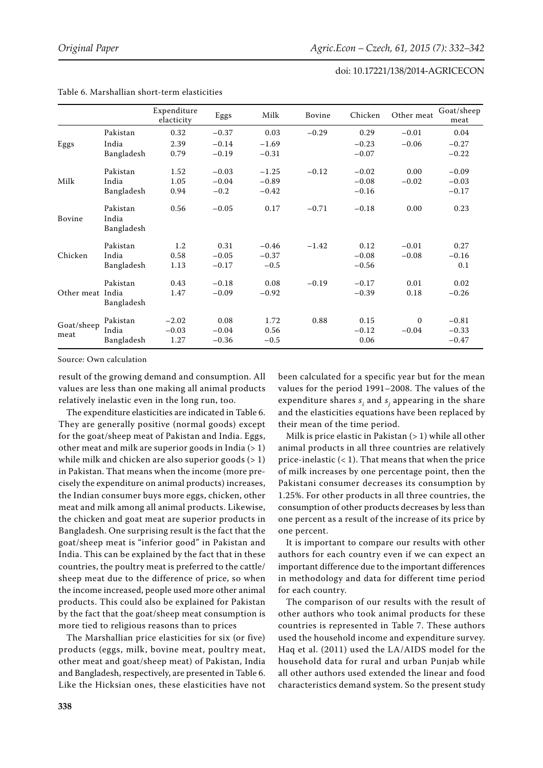Table 6. Marshallian short-term elasticities

| | | Expenditure elacticity | Eggs | Milk | Bovine | Chicken | Other meat | Goat/sheep meat |
|---|---|---|---|---|---|---|---|---|
| Eggs | Pakistan | 0.32 | −0.37 | 0.03 | −0.29 | 0.29 | −0.01 | 0.04 |
| | India | 2.39 | −0.14 | −1.69 | | −0.23 | −0.06 | −0.27 |
| | Bangladesh | 0.79 | −0.19 | −0.31 | | −0.07 | | −0.22 |
| Milk | Pakistan | 1.52 | −0.03 | −1.25 | −0.12 | −0.02 | 0.00 | −0.09 |
| | India | 1.05 | −0.04 | −0.89 | | −0.08 | −0.02 | −0.03 |
| | Bangladesh | 0.94 | −0.2 | −0.42 | | −0.16 | | −0.17 |
| Bovine | Pakistan | 0.56 | −0.05 | 0.17 | −0.71 | −0.18 | 0.00 | 0.23 |
| | India | | | | | | | |
| | Bangladesh | | | | | | | |
| Chicken | Pakistan | 1.2 | 0.31 | −0.46 | −1.42 | 0.12 | −0.01 | 0.27 |
| | India | 0.58 | −0.05 | −0.37 | | −0.08 | −0.08 | −0.16 |
| | Bangladesh | 1.13 | −0.17 | −0.5 | | −0.56 | | 0.1 |
| Other meat | Pakistan | 0.43 | −0.18 | 0.08 | −0.19 | −0.17 | 0.01 | 0.02 |
| | India | 1.47 | −0.09 | −0.92 | | −0.39 | 0.18 | −0.26 |
| | Bangladesh | | | | | | | |
| Goat/sheep meat | Pakistan | −2.02 | 0.08 | 1.72 | 0.88 | 0.15 | 0 | −0.81 |
| | India | −0.03 | −0.04 | 0.56 | | −0.12 | −0.04 | −0.33 |
| | Bangladesh | 1.27 | −0.36 | −0.5 | | 0.06 | | −0.47 |

Source: Own calculation

result of the growing demand and consumption. All values are less than one making all animal products relatively inelastic even in the long run, too.

The expenditure elasticities are indicated in Table 6. They are generally positive (normal goods) except for the goat/sheep meat of Pakistan and India. Eggs, other meat and milk are superior goods in India (> 1) while milk and chicken are also superior goods (> 1) in Pakistan. That means when the income (more precisely the expenditure on animal products) increases, the Indian consumer buys more eggs, chicken, other meat and milk among all animal products. Likewise, the chicken and goat meat are superior products in Bangladesh. One surprising result is the fact that the goat/sheep meat is "inferior good" in Pakistan and India. This can be explained by the fact that in these countries, the poultry meat is preferred to the cattle/sheep meat due to the difference of price, so when the income increased, people used more other animal products. This could also be explained for Pakistan by the fact that the goat/sheep meat consumption is more tied to religious reasons than to prices

The Marshallian price elasticities for six (or five) products (eggs, milk, bovine meat, poultry meat, other meat and goat/sheep meat) of Pakistan, India and Bangladesh, respectively, are presented in Table 6. Like the Hicksian ones, these elasticities have not been calculated for a specific year but for the mean values for the period 1991–2008. The values of the expenditure shares $s_i$ and $s_j$ appearing in the share and the elasticities equations have been replaced by their mean of the time period.

Milk is price elastic in Pakistan (> 1) while all other animal products in all three countries are relatively price-inelastic (< 1). That means that when the price of milk increases by one percentage point, then the Pakistani consumer decreases its consumption by 1.25%. For other products in all three countries, the consumption of other products decreases by less than one percent as a result of the increase of its price by one percent.

It is important to compare our results with other authors for each country even if we can expect an important difference due to the important differences in methodology and data for different time period for each country.

The comparison of our results with the result of other authors who took animal products for these countries is represented in Table 7. These authors used the household income and expenditure survey. Haq et al. (2011) used the LA/AIDS model for the household data for rural and urban Punjab while all other authors used extended the linear and food characteristics demand system. So the present study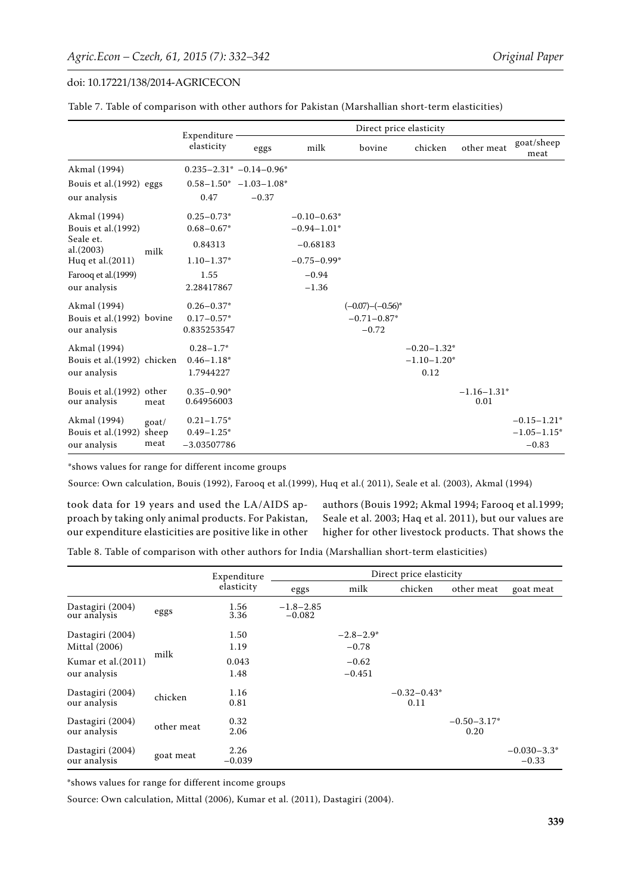Table 7. Table of comparison with other authors for Pakistan (Marshallian short-term elasticities)

| | | Expenditure elasticity | Direct price elasticity | | | | | |
|---|---|---|---|---|---|---|---|---|
| | | | eggs | milk | bovine | chicken | other meat | goat/sheep meat |
| Akmal (1994) | eggs | 0.235–2.31* | −0.14–0.96* | | | | | |
| Bouis et al.(1992) | eggs | 0.58–1.50* | −1.03–1.08* | | | | | |
| our analysis | eggs | 0.47 | −0.37 | | | | | |
| Akmal (1994) | milk | 0.25–0.73* | | −0.10–0.63* | | | | |
| Bouis et al.(1992) | milk | 0.68–0.67* | | −0.94–1.01* | | | | |
| Seale et. al.(2003) | milk | 0.84313 | | −0.68183 | | | | |
| Huq et al.(2011) | milk | 1.10–1.37* | | −0.75–0.99* | | | | |
| Farooq et al.(1999) | milk | 1.55 | | −0.94 | | | | |
| our analysis | milk | 2.28417867 | | −1.36 | | | | |
| Akmal (1994) | bovine | 0.26–0.37* | | | (−0.07)–(−0.56)* | | | |
| Bouis et al.(1992) | bovine | 0.17–0.57* | | | −0.71–0.87* | | | |
| our analysis | bovine | 0.835253547 | | | −0.72 | | | |
| Akmal (1994) | chicken | 0.28–1.7* | | | | −0.20–1.32* | | |
| Bouis et al.(1992) | chicken | 0.46–1.18* | | | | −1.10–1.20* | | |
| our analysis | chicken | 1.7944227 | | | | 0.12 | | |
| Bouis et al.(1992) | other meat | 0.35–0.90* | | | | | −1.16–1.31* | |
| our analysis | other meat | 0.64956003 | | | | | 0.01 | |
| Akmal (1994) | goat/sheep meat | 0.21–1.75* | | | | | | −0.15–1.21* |
| Bouis et al.(1992) | goat/sheep meat | 0.49–1.25* | | | | | | −1.05–1.15* |
| our analysis | goat/sheep meat | −3.03507786 | | | | | | −0.83 |

*shows values for range for different income groups

Source: Own calculation, Bouis (1992), Farooq et al.(1999), Huq et al.( 2011), Seale et al. (2003), Akmal (1994)

took data for 19 years and used the LA/AIDS approach by taking only animal products. For Pakistan, our expenditure elasticities are positive like in other authors (Bouis 1992; Akmal 1994; Farooq et al.1999; Seale et al. 2003; Haq et al. 2011), but our values are higher for other livestock products. That shows the

Table 8. Table of comparison with other authors for India (Marshallian short-term elasticities)

| | | Expenditure elasticity | Direct price elasticity | | | | |
|---|---|---|---|---|---|---|---|
| | | | eggs | milk | chicken | other meat | goat meat |
| Dastagiri (2004) | eggs | 1.56 | −1.8–2.85 | | | | |
| our analysis | eggs | 3.36 | −0.082 | | | | |
| Dastagiri (2004) | milk | 1.50 | | −2.8–2.9* | | | |
| Mittal (2006) | milk | 1.19 | | −0.78 | | | |
| Kumar et al.(2011) | milk | 0.043 | | −0.62 | | | |
| our analysis | milk | 1.48 | | −0.451 | | | |
| Dastagiri (2004) | chicken | 1.16 | | | −0.32–0.43* | | |
| our analysis | chicken | 0.81 | | | 0.11 | | |
| Dastagiri (2004) | other meat | 0.32 | | | | −0.50–3.17* | |
| our analysis | other meat | 2.06 | | | | 0.20 | |
| Dastagiri (2004) | goat meat | 2.26 | | | | | −0.030–3.3* |
| our analysis | goat meat | −0.039 | | | | | −0.33 |

*shows values for range for different income groups

Source: Own calculation, Mittal (2006), Kumar et al. (2011), Dastagiri (2004).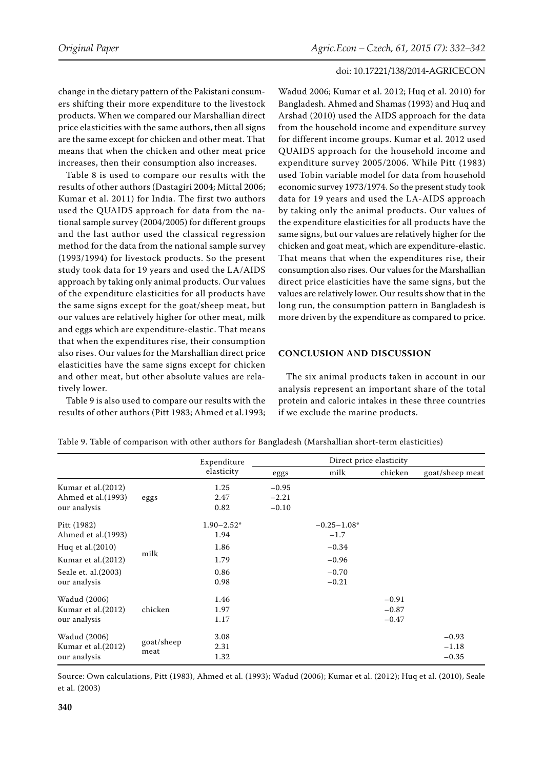change in the dietary pattern of the Pakistani consumers shifting their more expenditure to the livestock products. When we compared our Marshallian direct price elasticities with the same authors, then all signs are the same except for chicken and other meat. That means that when the chicken and other meat price increases, then their consumption also increases.

Table 8 is used to compare our results with the results of other authors (Dastagiri 2004; Mittal 2006; Kumar et al. 2011) for India. The first two authors used the QUAIDS approach for data from the national sample survey (2004/2005) for different groups and the last author used the classical regression method for the data from the national sample survey (1993/1994) for livestock products. So the present study took data for 19 years and used the LA/AIDS approach by taking only animal products. Our values of the expenditure elasticities for all products have the same signs except for the goat/sheep meat, but our values are relatively higher for other meat, milk and eggs which are expenditure-elastic. That means that when the expenditures rise, their consumption also rises. Our values for the Marshallian direct price elasticities have the same signs except for chicken and other meat, but other absolute values are relatively lower.

Table 9 is also used to compare our results with the results of other authors (Pitt 1983; Ahmed et al.1993; Wadud 2006; Kumar et al. 2012; Huq et al. 2010) for Bangladesh. Ahmed and Shamas (1993) and Huq and Arshad (2010) used the AIDS approach for the data from the household income and expenditure survey for different income groups. Kumar et al. 2012 used QUAIDS approach for the household income and expenditure survey 2005/2006. While Pitt (1983) used Tobin variable model for data from household economic survey 1973/1974. So the present study took data for 19 years and used the LA-AIDS approach by taking only the animal products. Our values of the expenditure elasticities for all products have the same signs, but our values are relatively higher for the chicken and goat meat, which are expenditure-elastic. That means that when the expenditures rise, their consumption also rises. Our values for the Marshallian direct price elasticities have the same signs, but the values are relatively lower. Our results show that in the long run, the consumption pattern in Bangladesh is more driven by the expenditure as compared to price.

## CONCLUSION AND DISCUSSION

The six animal products taken in account in our analysis represent an important share of the total protein and caloric intakes in these three countries if we exclude the marine products.

Table 9. Table of comparison with other authors for Bangladesh (Marshallian short-term elasticities)

| | | Expenditure elasticity | Direct price elasticity | | | |
|---|---|---|---|---|---|---|
| | | | eggs | milk | chicken | goat/sheep meat |
| Kumar et al.(2012) | eggs | 1.25 | −0.95 | | | |
| Ahmed et al.(1993) | | 2.47 | −2.21 | | | |
| our analysis | | 0.82 | −0.10 | | | |
| Pitt (1982) | milk | 1.90–2.52* | | −0.25–1.08* | | |
| Ahmed et al.(1993) | | 1.94 | | −1.7 | | |
| Huq et al.(2010) | | 1.86 | | −0.34 | | |
| Kumar et al.(2012) | | 1.79 | | −0.96 | | |
| Seale et. al.(2003) | | 0.86 | | −0.70 | | |
| our analysis | | 0.98 | | −0.21 | | |
| Wadud (2006) | chicken | 1.46 | | | −0.91 | |
| Kumar et al.(2012) | | 1.97 | | | −0.87 | |
| our analysis | | 1.17 | | | −0.47 | |
| Wadud (2006) | goat/sheep meat | 3.08 | | | | −0.93 |
| Kumar et al.(2012) | | 2.31 | | | | −1.18 |
| our analysis | | 1.32 | | | | −0.35 |

Source: Own calculations, Pitt (1983), Ahmed et al. (1993); Wadud (2006); Kumar et al. (2012); Huq et al. (2010), Seale et al. (2003)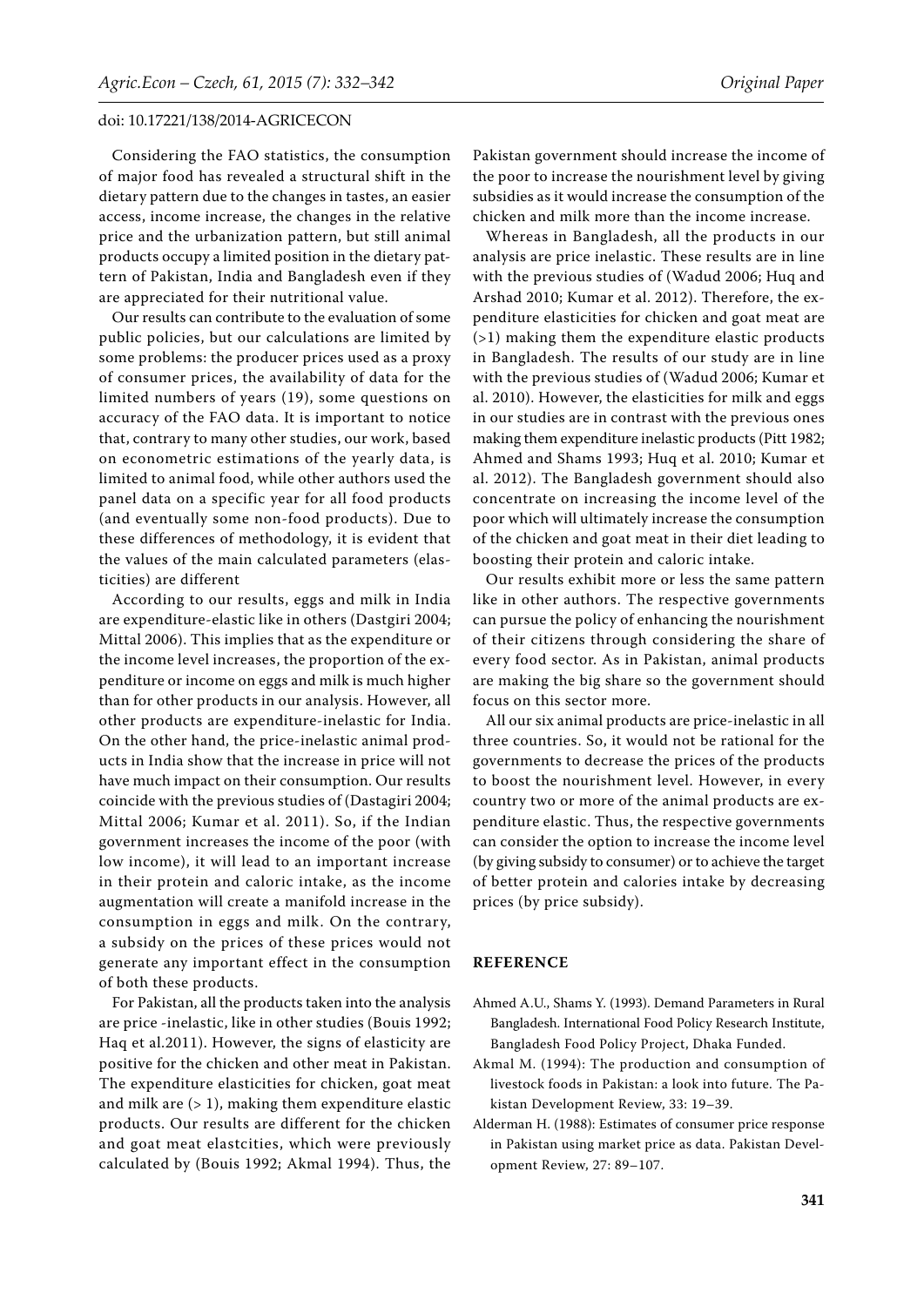Considering the FAO statistics, the consumption of major food has revealed a structural shift in the dietary pattern due to the changes in tastes, an easier access, income increase, the changes in the relative price and the urbanization pattern, but still animal products occupy a limited position in the dietary pattern of Pakistan, India and Bangladesh even if they are appreciated for their nutritional value.

Our results can contribute to the evaluation of some public policies, but our calculations are limited by some problems: the producer prices used as a proxy of consumer prices, the availability of data for the limited numbers of years (19), some questions on accuracy of the FAO data. It is important to notice that, contrary to many other studies, our work, based on econometric estimations of the yearly data, is limited to animal food, while other authors used the panel data on a specific year for all food products (and eventually some non-food products). Due to these differences of methodology, it is evident that the values of the main calculated parameters (elasticities) are different

According to our results, eggs and milk in India are expenditure-elastic like in others (Dastgiri 2004; Mittal 2006). This implies that as the expenditure or the income level increases, the proportion of the expenditure or income on eggs and milk is much higher than for other products in our analysis. However, all other products are expenditure-inelastic for India. On the other hand, the price-inelastic animal products in India show that the increase in price will not have much impact on their consumption. Our results coincide with the previous studies of (Dastagiri 2004; Mittal 2006; Kumar et al. 2011). So, if the Indian government increases the income of the poor (with low income), it will lead to an important increase in their protein and caloric intake, as the income augmentation will create a manifold increase in the consumption in eggs and milk. On the contrary, a subsidy on the prices of these prices would not generate any important effect in the consumption of both these products.

For Pakistan, all the products taken into the analysis are price -inelastic, like in other studies (Bouis 1992; Haq et al.2011). However, the signs of elasticity are positive for the chicken and other meat in Pakistan. The expenditure elasticities for chicken, goat meat and milk are (> 1), making them expenditure elastic products. Our results are different for the chicken and goat meat elastcities, which were previously calculated by (Bouis 1992; Akmal 1994). Thus, the Pakistan government should increase the income of the poor to increase the nourishment level by giving subsidies as it would increase the consumption of the chicken and milk more than the income increase.

Whereas in Bangladesh, all the products in our analysis are price inelastic. These results are in line with the previous studies of (Wadud 2006; Huq and Arshad 2010; Kumar et al. 2012). Therefore, the expenditure elasticities for chicken and goat meat are (>1) making them the expenditure elastic products in Bangladesh. The results of our study are in line with the previous studies of (Wadud 2006; Kumar et al. 2010). However, the elasticities for milk and eggs in our studies are in contrast with the previous ones making them expenditure inelastic products (Pitt 1982; Ahmed and Shams 1993; Huq et al. 2010; Kumar et al. 2012). The Bangladesh government should also concentrate on increasing the income level of the poor which will ultimately increase the consumption of the chicken and goat meat in their diet leading to boosting their protein and caloric intake.

Our results exhibit more or less the same pattern like in other authors. The respective governments can pursue the policy of enhancing the nourishment of their citizens through considering the share of every food sector. As in Pakistan, animal products are making the big share so the government should focus on this sector more.

All our six animal products are price-inelastic in all three countries. So, it would not be rational for the governments to decrease the prices of the products to boost the nourishment level. However, in every country two or more of the animal products are expenditure elastic. Thus, the respective governments can consider the option to increase the income level (by giving subsidy to consumer) or to achieve the target of better protein and calories intake by decreasing prices (by price subsidy).

## REFERENCE

Ahmed A.U., Shams Y. (1993). Demand Parameters in Rural Bangladesh. International Food Policy Research Institute, Bangladesh Food Policy Project, Dhaka Funded.

Akmal M. (1994): The production and consumption of livestock foods in Pakistan: a look into future. The Pakistan Development Review, 33: 19–39.

Alderman H. (1988): Estimates of consumer price response in Pakistan using market price as data. Pakistan Development Review, 27: 89–107.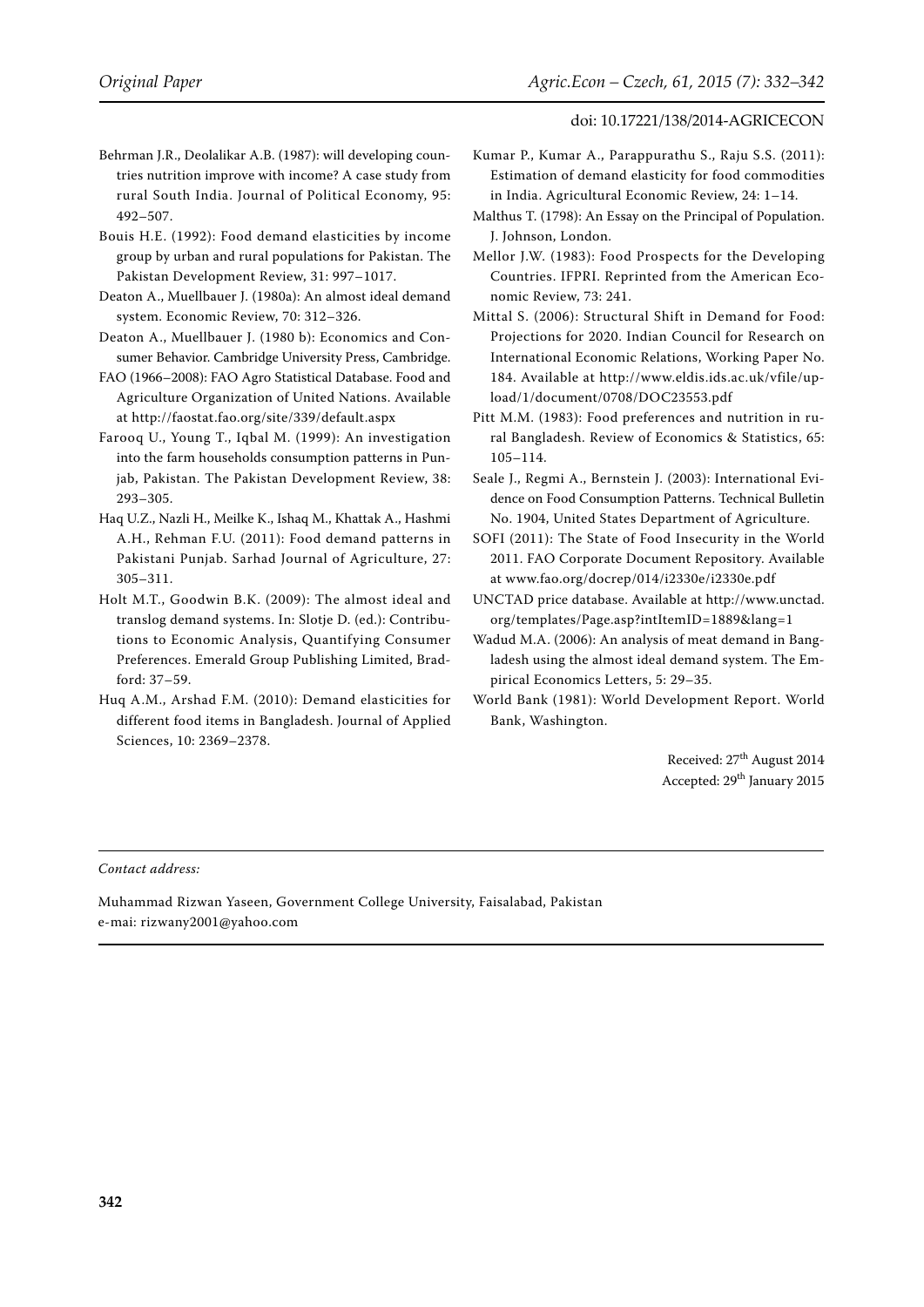Behrman J.R., Deolalikar A.B. (1987): will developing countries nutrition improve with income? A case study from rural South India. Journal of Political Economy, 95: 492–507.

Bouis H.E. (1992): Food demand elasticities by income group by urban and rural populations for Pakistan. The Pakistan Development Review, 31: 997–1017.

Deaton A., Muellbauer J. (1980a): An almost ideal demand system. Economic Review, 70: 312–326.

Deaton A., Muellbauer J. (1980 b): Economics and Consumer Behavior. Cambridge University Press, Cambridge.

FAO (1966–2008): FAO Agro Statistical Database. Food and Agriculture Organization of United Nations. Available at http://faostat.fao.org/site/339/default.aspx

Farooq U., Young T., Iqbal M. (1999): An investigation into the farm households consumption patterns in Punjab, Pakistan. The Pakistan Development Review, 38: 293–305.

Haq U.Z., Nazli H., Meilke K., Ishaq M., Khattak A., Hashmi A.H., Rehman F.U. (2011): Food demand patterns in Pakistani Punjab. Sarhad Journal of Agriculture, 27: 305–311.

Holt M.T., Goodwin B.K. (2009): The almost ideal and translog demand systems. In: Slotje D. (ed.): Contributions to Economic Analysis, Quantifying Consumer Preferences. Emerald Group Publishing Limited, Bradford: 37–59.

Huq A.M., Arshad F.M. (2010): Demand elasticities for different food items in Bangladesh. Journal of Applied Sciences, 10: 2369–2378.

Kumar P., Kumar A., Parappurathu S., Raju S.S. (2011): Estimation of demand elasticity for food commodities in India. Agricultural Economic Review, 24: 1–14.

Malthus T. (1798): An Essay on the Principal of Population. J. Johnson, London.

Mellor J.W. (1983): Food Prospects for the Developing Countries. IFPRI. Reprinted from the American Economic Review, 73: 241.

Mittal S. (2006): Structural Shift in Demand for Food: Projections for 2020. Indian Council for Research on International Economic Relations, Working Paper No. 184. Available at http://www.eldis.ids.ac.uk/vfile/upload/1/document/0708/DOC23553.pdf

Pitt M.M. (1983): Food preferences and nutrition in rural Bangladesh. Review of Economics & Statistics, 65: 105–114.

Seale J., Regmi A., Bernstein J. (2003): International Evidence on Food Consumption Patterns. Technical Bulletin No. 1904, United States Department of Agriculture.

SOFI (2011): The State of Food Insecurity in the World 2011. FAO Corporate Document Repository. Available at www.fao.org/docrep/014/i2330e/i2330e.pdf

UNCTAD price database. Available at http://www.unctad.org/templates/Page.asp?intItemID=1889&lang=1

Wadud M.A. (2006): An analysis of meat demand in Bangladesh using the almost ideal demand system. The Empirical Economics Letters, 5: 29–35.

World Bank (1981): World Development Report. World Bank, Washington.

Received: 27th August 2014
Accepted: 29th January 2015

*Contact address:*

Muhammad Rizwan Yaseen, Government College University, Faisalabad, Pakistan
e-mai: rizwany2001@yahoo.com